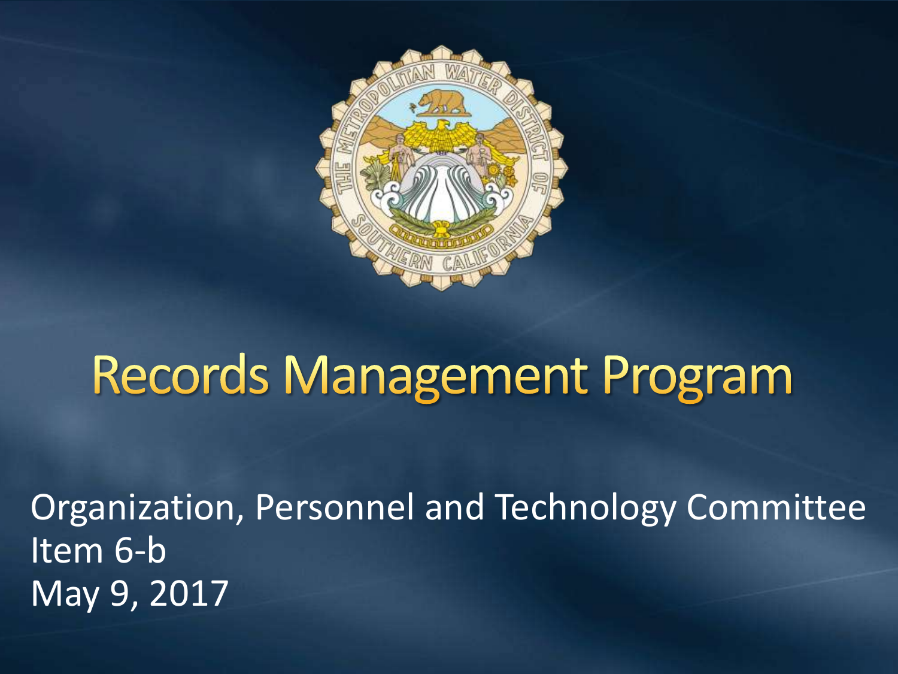# Records Management Program

Organization, Personnel and Technology Committee
Item 6-b
May 9, 2017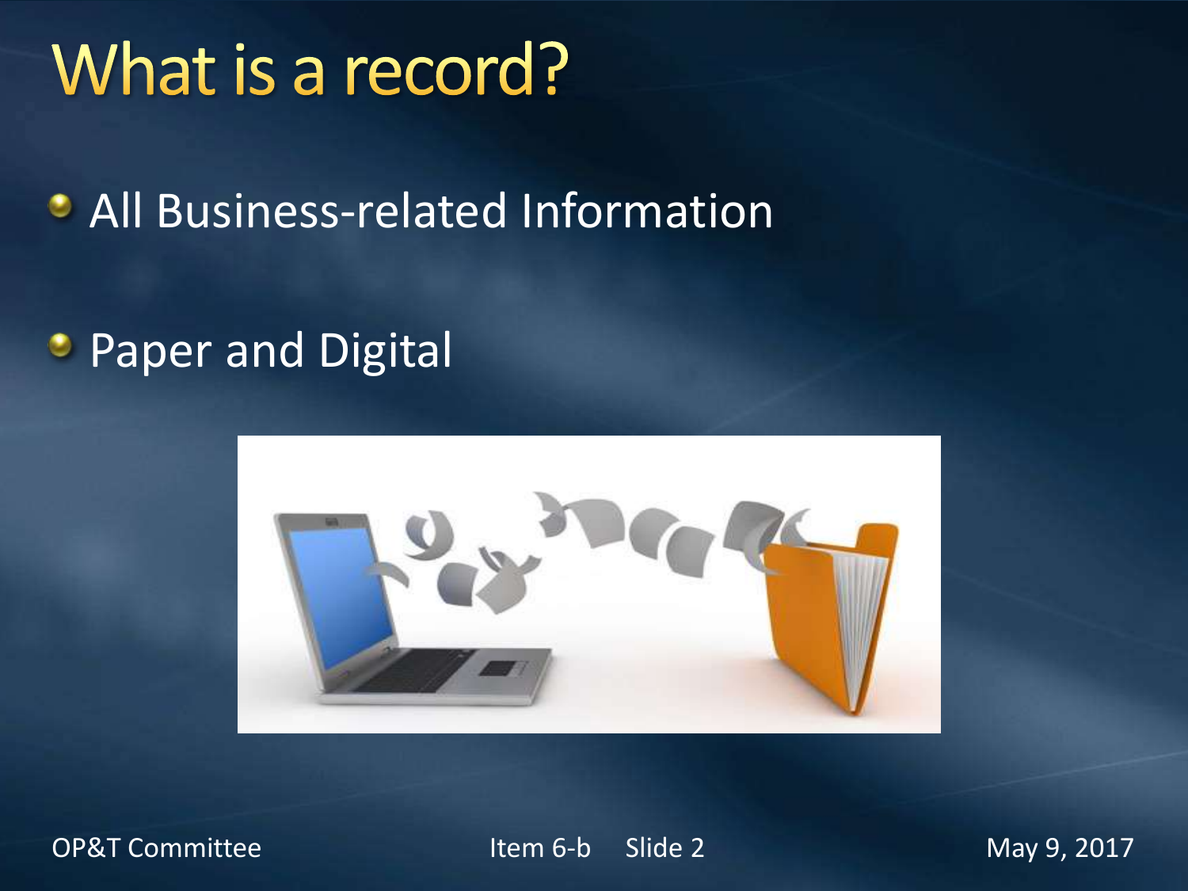# What is a record?

- All Business-related Information
- Paper and Digital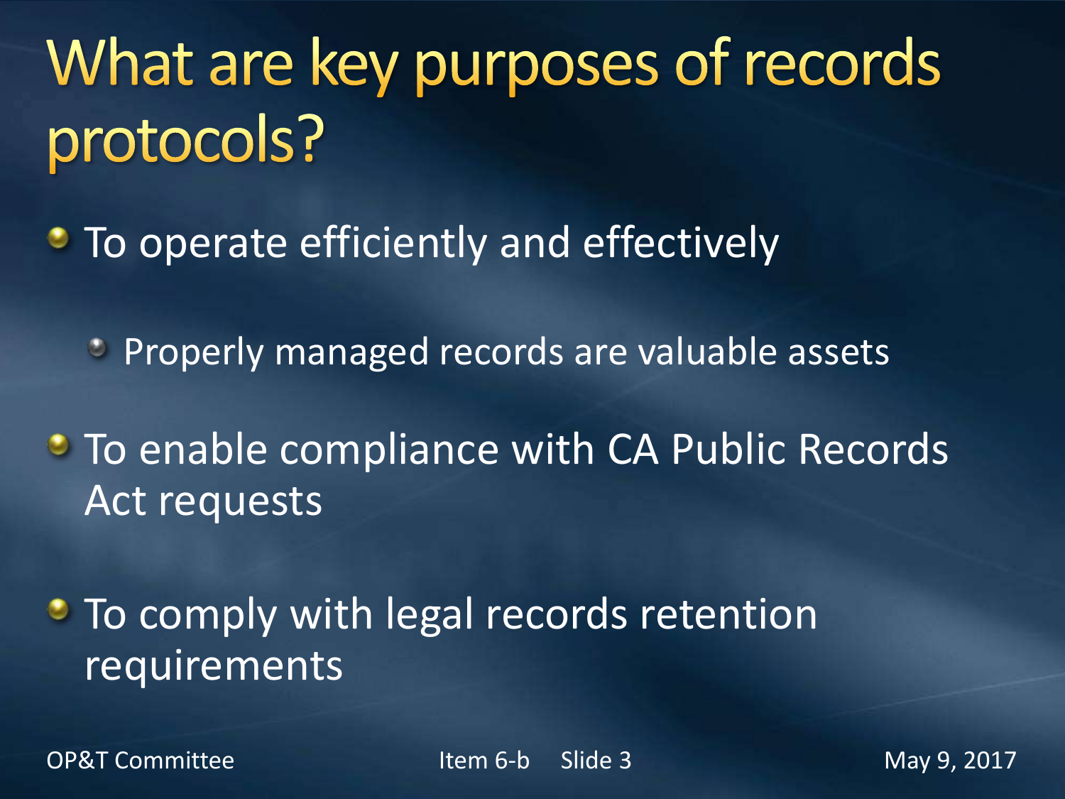# What are key purposes of records protocols?

- To operate efficiently and effectively
  - Properly managed records are valuable assets
- To enable compliance with CA Public Records Act requests
- To comply with legal records retention requirements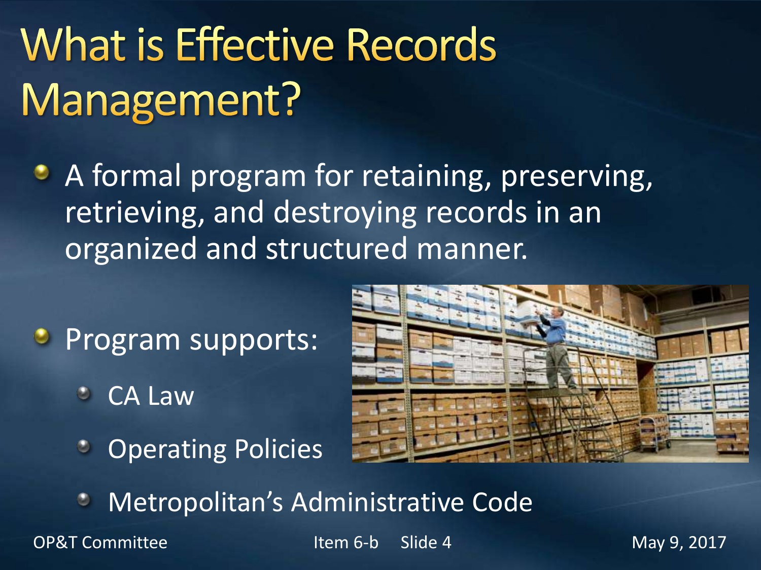# What is Effective Records Management?

- A formal program for retaining, preserving, retrieving, and destroying records in an organized and structured manner.
- Program supports:
  - CA Law
  - Operating Policies
  - Metropolitan's Administrative Code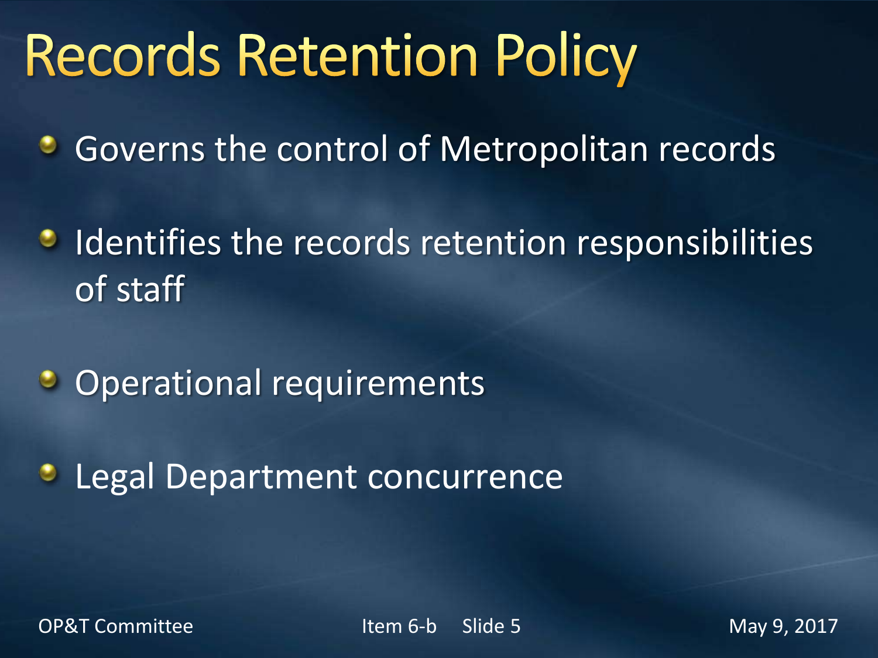# Records Retention Policy

- Governs the control of Metropolitan records
- Identifies the records retention responsibilities of staff
- Operational requirements
- Legal Department concurrence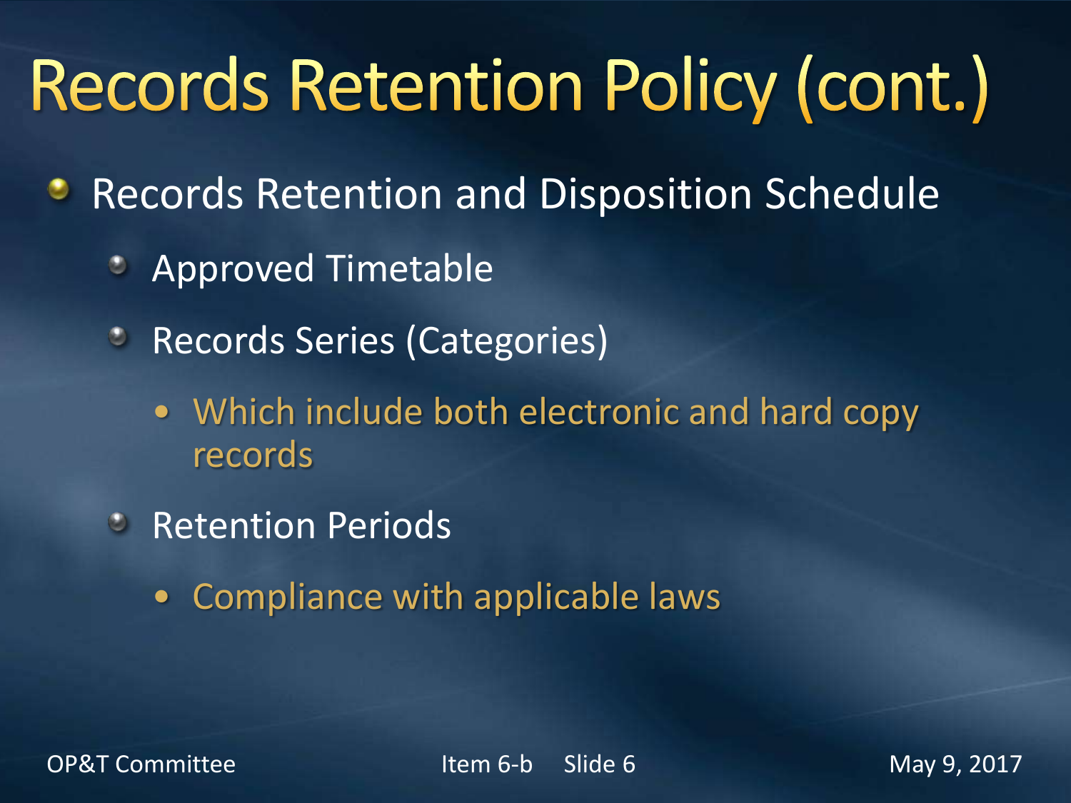# Records Retention Policy (cont.)

- Records Retention and Disposition Schedule
  - Approved Timetable
  - Records Series (Categories)
    - Which include both electronic and hard copy records
  - Retention Periods
    - Compliance with applicable laws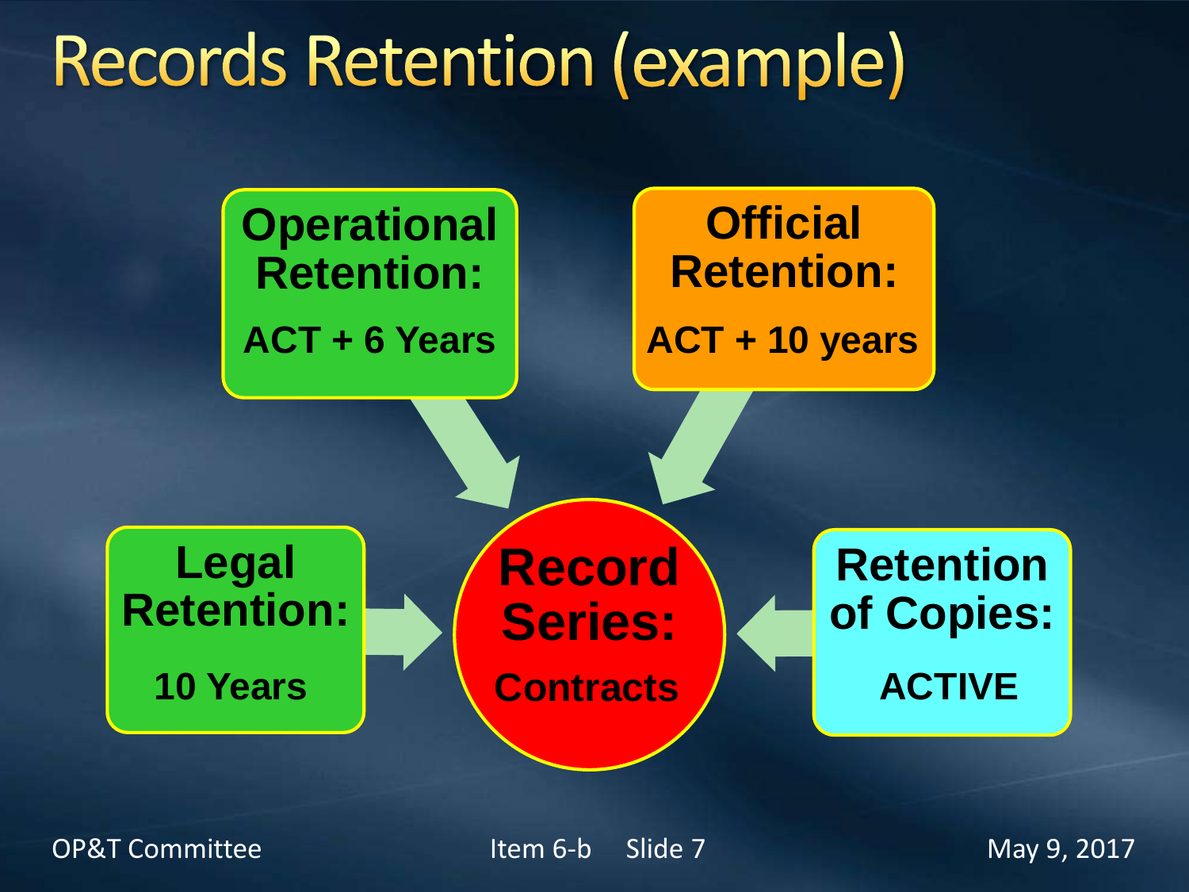# Records Retention (example)

**Operational Retention:**
**ACT + 6 Years**

**Official Retention:**
**ACT + 10 years**

**Legal Retention:**
**10 Years**

**Record Series:**
**Contracts**

**Retention of Copies:**
**ACTIVE**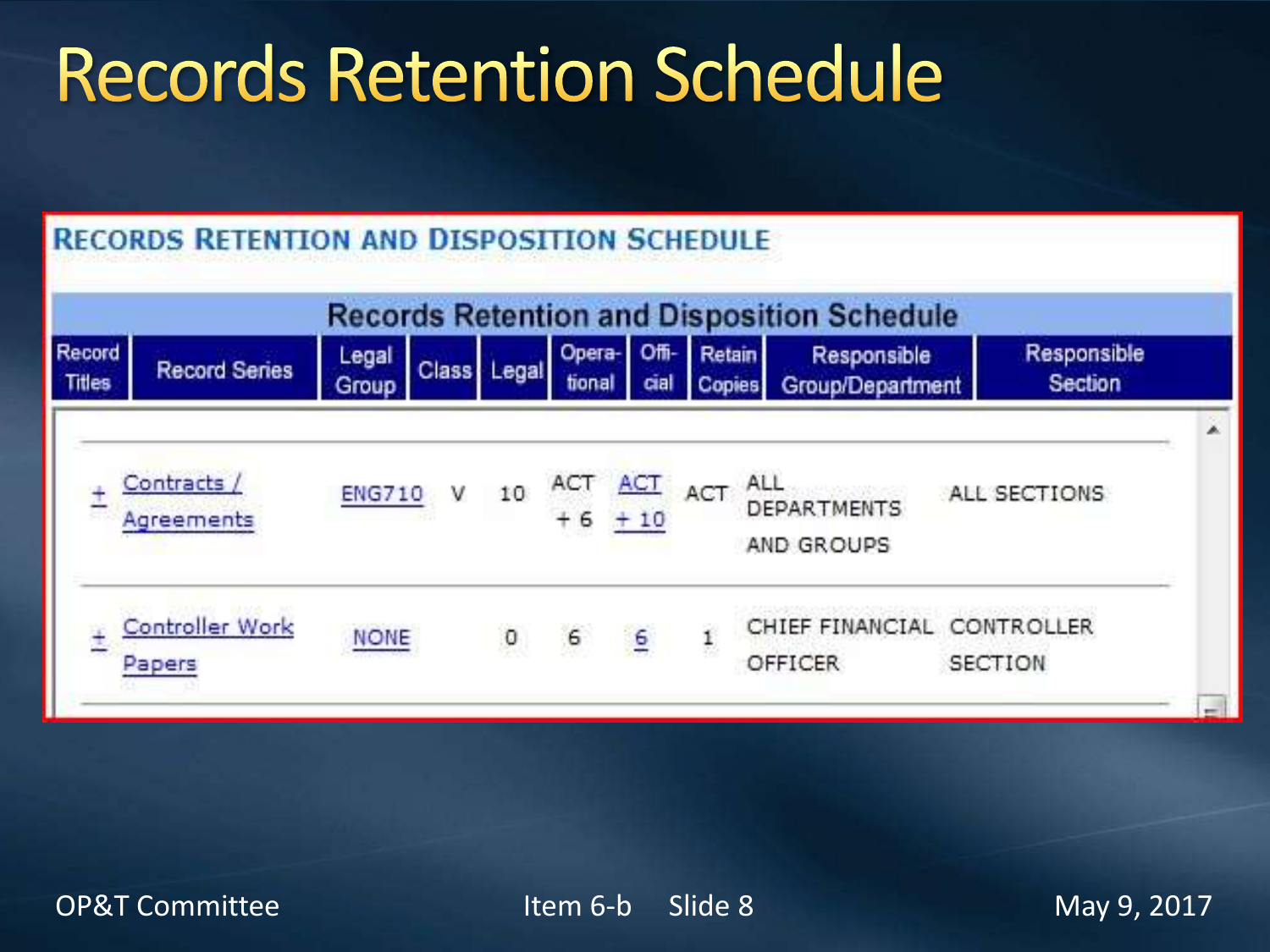# Records Retention Schedule

## RECORDS RETENTION AND DISPOSITION SCHEDULE

| Record Titles | Record Series | Legal Group | Class | Legal | Opera-tional | Offi-cial | Retain Copies | Responsible Group/Department | Responsible Section |
|---|---|---|---|---|---|---|---|---|---|
| + | Contracts / Agreements | ENG710 | V | 10 | ACT + 6 | ACT + 10 | ACT | ALL DEPARTMENTS AND GROUPS | ALL SECTIONS |
| + | Controller Work Papers | NONE | | 0 | 6 | 6 | 1 | CHIEF FINANCIAL OFFICER | CONTROLLER SECTION |

OP&T Committee — Item 6-b — May 9, 2017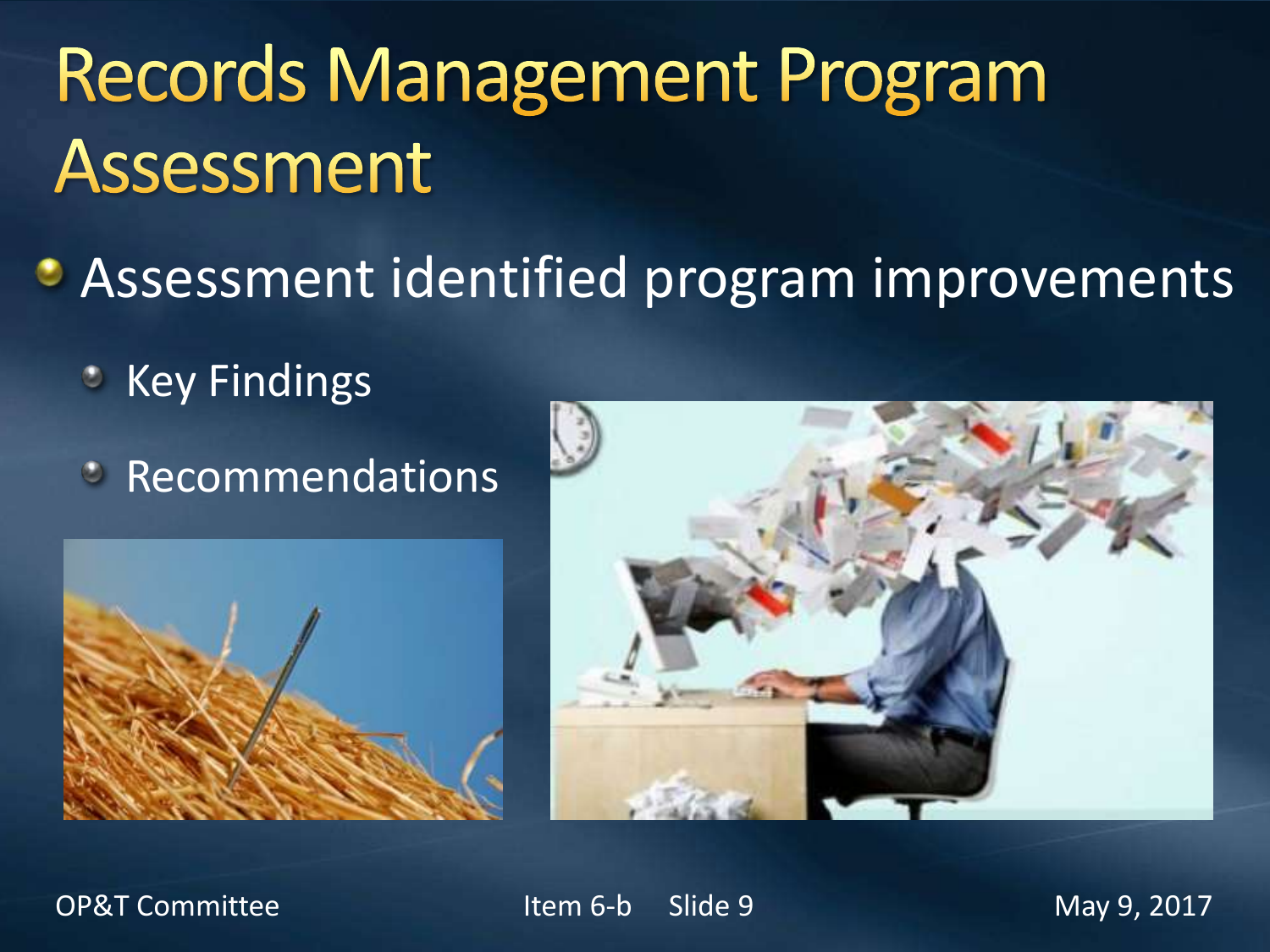# Records Management Program Assessment

- Assessment identified program improvements
  - Key Findings
  - Recommendations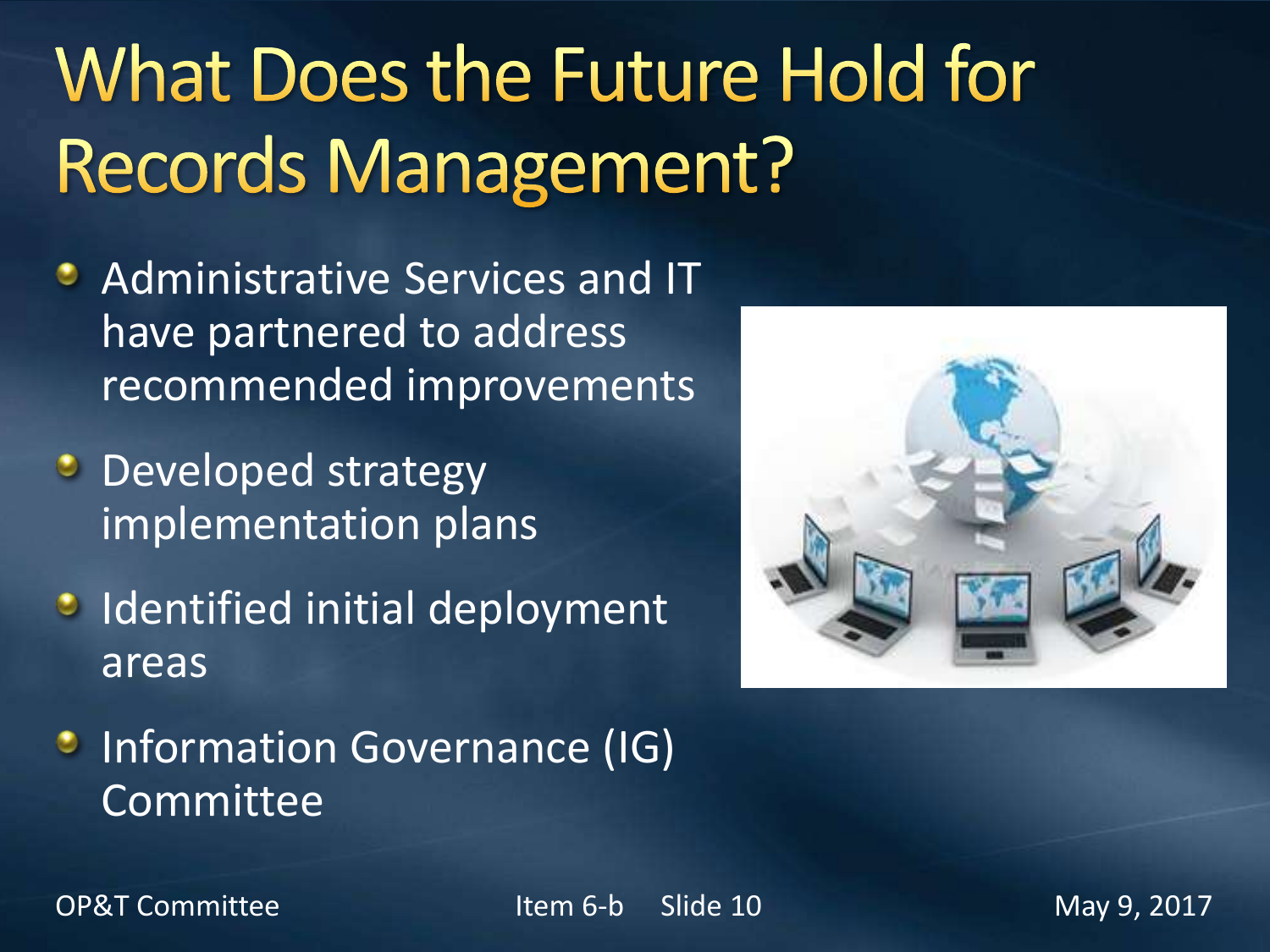# What Does the Future Hold for Records Management?

- Administrative Services and IT have partnered to address recommended improvements
- Developed strategy implementation plans
- Identified initial deployment areas
- Information Governance (IG) Committee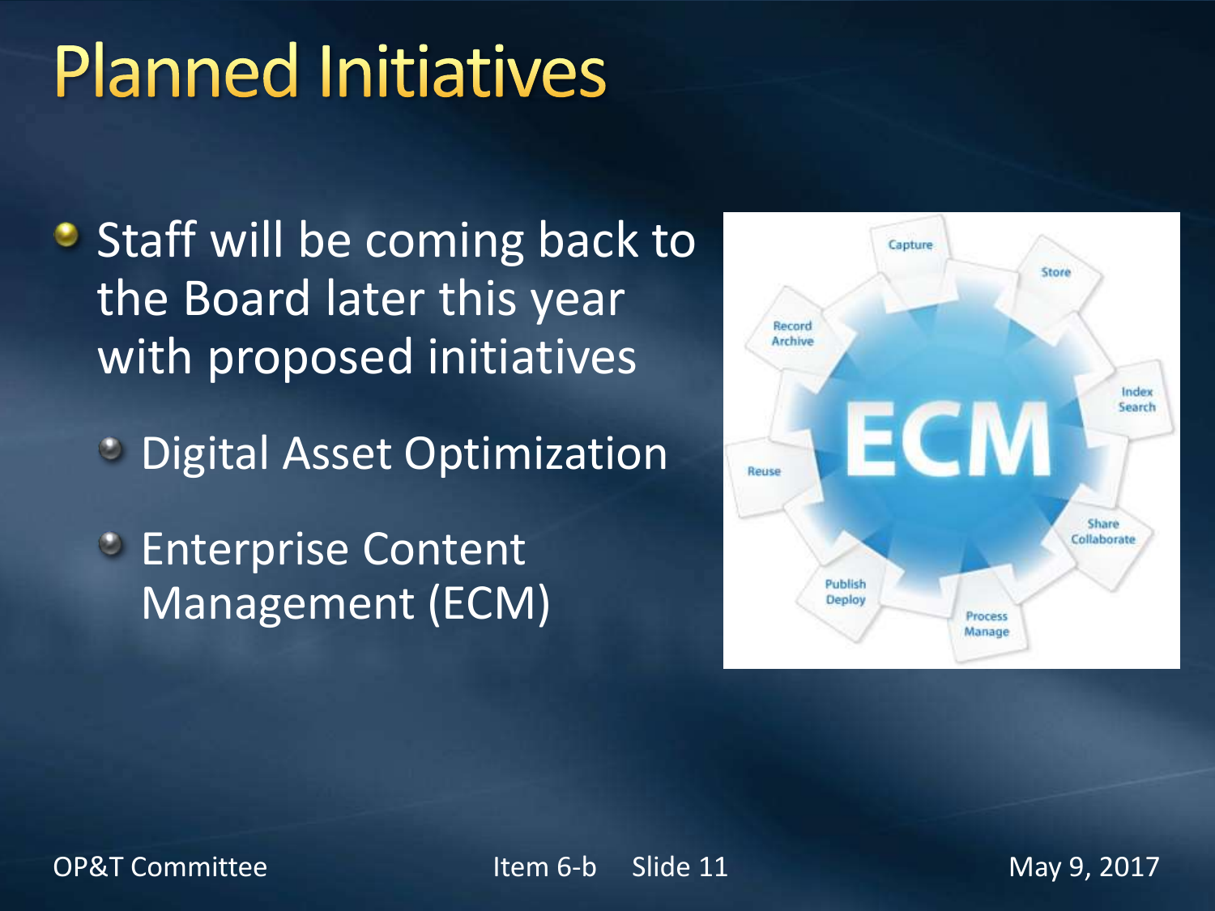# Planned Initiatives

- Staff will be coming back to the Board later this year with proposed initiatives
  - Digital Asset Optimization
  - Enterprise Content Management (ECM)